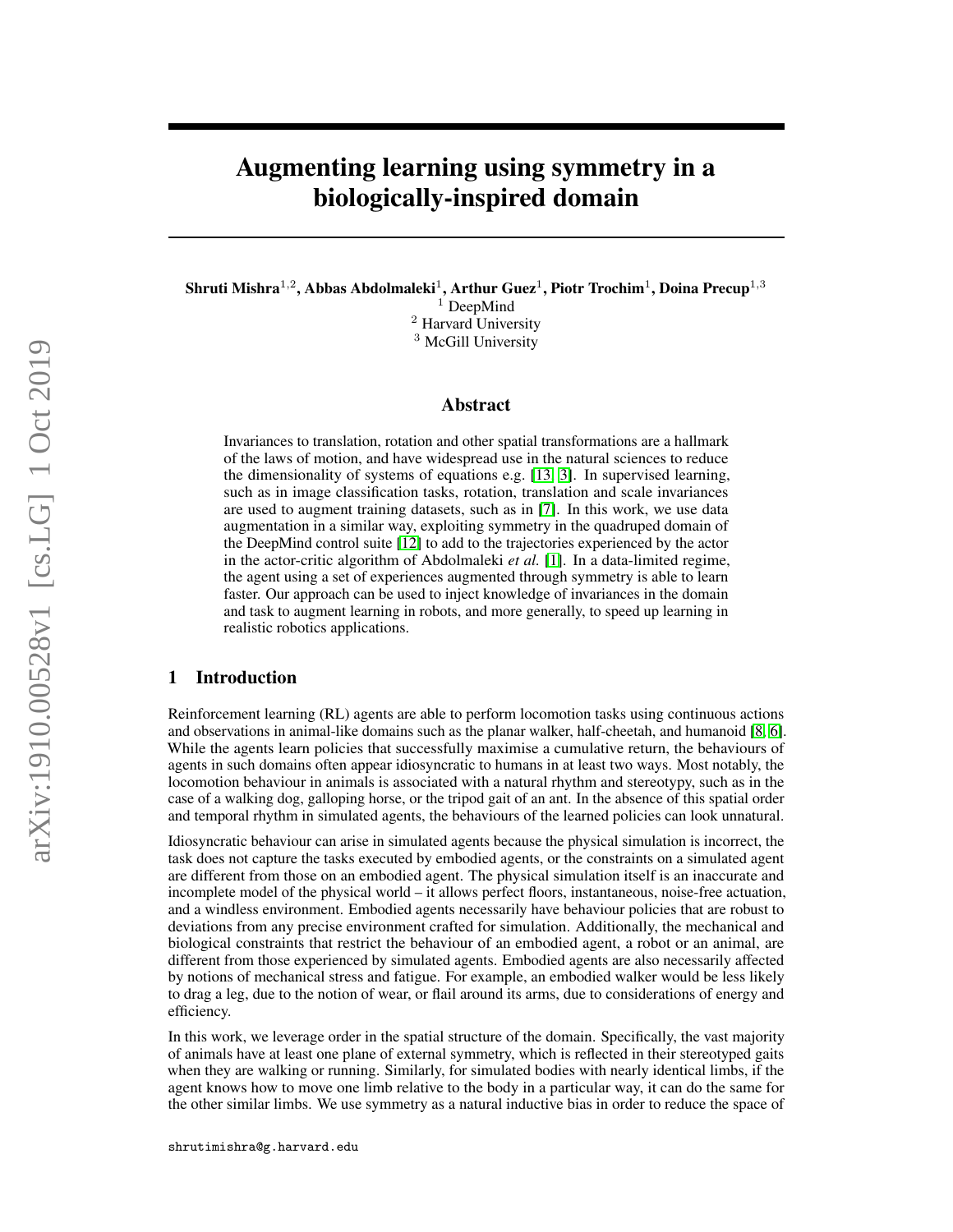# Augmenting learning using symmetry in a biologically-inspired domain

**Shruti Mishra**[1,2], **Abbas Abdolmaleki**[1], **Arthur Guez**[1], **Piotr Trochim**[1], **Doina Precup**[1,3]

[1] DeepMind
[2] Harvard University
[3] McGill University

## Abstract

Invariances to translation, rotation and other spatial transformations are a hallmark of the laws of motion, and have widespread use in the natural sciences to reduce the dimensionality of systems of equations e.g. [13, 3]. In supervised learning, such as in image classification tasks, rotation, translation and scale invariances are used to augment training datasets, such as in [7]. In this work, we use data augmentation in a similar way, exploiting symmetry in the quadruped domain of the DeepMind control suite [12] to add to the trajectories experienced by the actor in the actor-critic algorithm of Abdolmaleki *et al.* [1]. In a data-limited regime, the agent using a set of experiences augmented through symmetry is able to learn faster. Our approach can be used to inject knowledge of invariances in the domain and task to augment learning in robots, and more generally, to speed up learning in realistic robotics applications.

## 1 Introduction

Reinforcement learning (RL) agents are able to perform locomotion tasks using continuous actions and observations in animal-like domains such as the planar walker, half-cheetah, and humanoid [8, 6]. While the agents learn policies that successfully maximise a cumulative return, the behaviours of agents in such domains often appear idiosyncratic to humans in at least two ways. Most notably, the locomotion behaviour in animals is associated with a natural rhythm and stereotypy, such as in the case of a walking dog, galloping horse, or the tripod gait of an ant. In the absence of this spatial order and temporal rhythm in simulated agents, the behaviours of the learned policies can look unnatural.

Idiosyncratic behaviour can arise in simulated agents because the physical simulation is incorrect, the task does not capture the tasks executed by embodied agents, or the constraints on a simulated agent are different from those on an embodied agent. The physical simulation itself is an inaccurate and incomplete model of the physical world – it allows perfect floors, instantaneous, noise-free actuation, and a windless environment. Embodied agents necessarily have behaviour policies that are robust to deviations from any precise environment crafted for simulation. Additionally, the mechanical and biological constraints that restrict the behaviour of an embodied agent, a robot or an animal, are different from those experienced by simulated agents. Embodied agents are also necessarily affected by notions of mechanical stress and fatigue. For example, an embodied walker would be less likely to drag a leg, due to the notion of wear, or flail around its arms, due to considerations of energy and efficiency.

In this work, we leverage order in the spatial structure of the domain. Specifically, the vast majority of animals have at least one plane of external symmetry, which is reflected in their stereotyped gaits when they are walking or running. Similarly, for simulated bodies with nearly identical limbs, if the agent knows how to move one limb relative to the body in a particular way, it can do the same for the other similar limbs. We use symmetry as a natural inductive bias in order to reduce the space of

shrutimishra@g.harvard.edu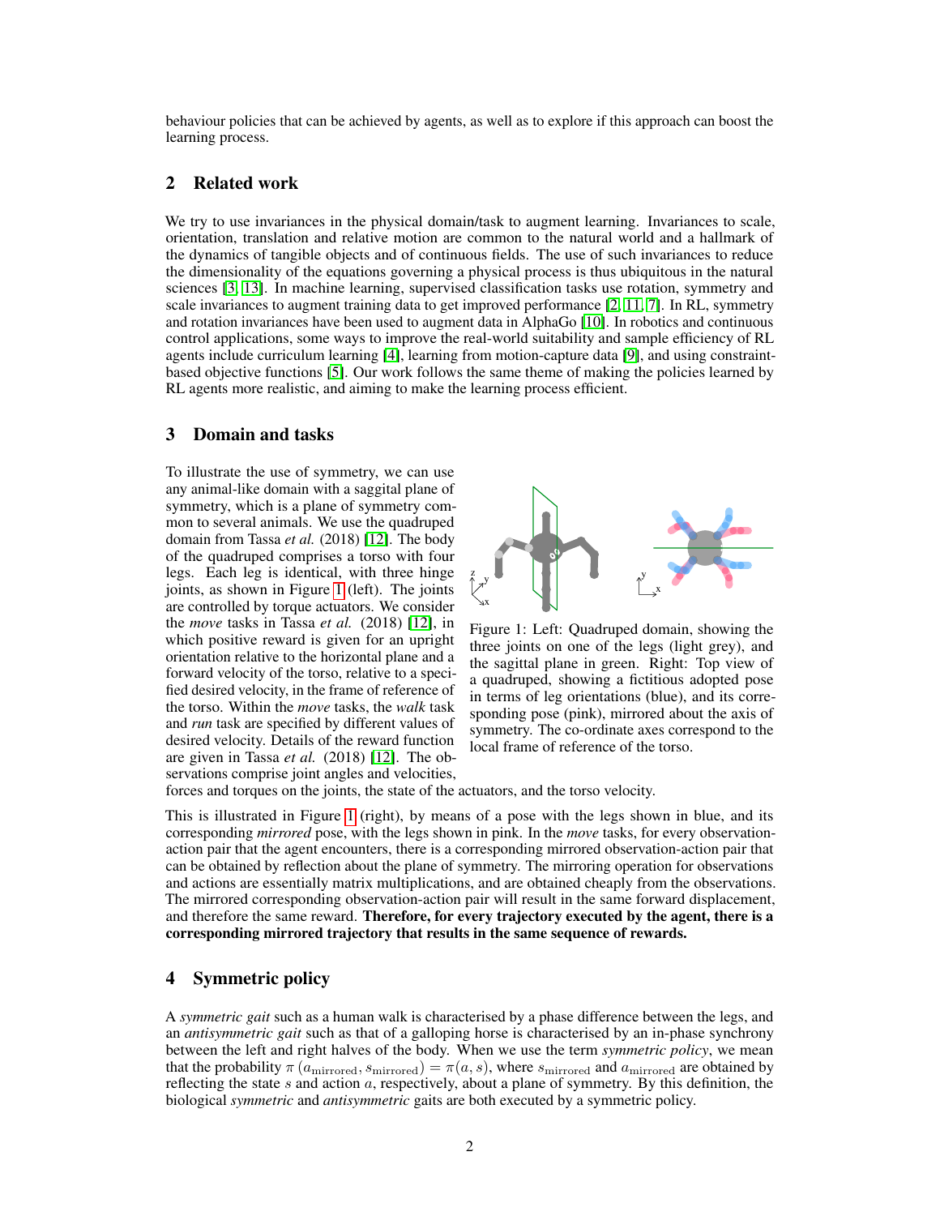behaviour policies that can be achieved by agents, as well as to explore if this approach can boost the learning process.

## 2 Related work

We try to use invariances in the physical domain/task to augment learning. Invariances to scale, orientation, translation and relative motion are common to the natural world and a hallmark of the dynamics of tangible objects and of continuous fields. The use of such invariances to reduce the dimensionality of the equations governing a physical process is thus ubiquitous in the natural sciences [3, 13]. In machine learning, supervised classification tasks use rotation, symmetry and scale invariances to augment training data to get improved performance [2, 11, 7]. In RL, symmetry and rotation invariances have been used to augment data in AlphaGo [10]. In robotics and continuous control applications, some ways to improve the real-world suitability and sample efficiency of RL agents include curriculum learning [4], learning from motion-capture data [9], and using constraint-based objective functions [5]. Our work follows the same theme of making the policies learned by RL agents more realistic, and aiming to make the learning process efficient.

## 3 Domain and tasks

To illustrate the use of symmetry, we can use any animal-like domain with a saggital plane of symmetry, which is a plane of symmetry common to several animals. We use the quadruped domain from Tassa *et al.* (2018) [12]. The body of the quadruped comprises a torso with four legs. Each leg is identical, with three hinge joints, as shown in Figure 1 (left). The joints are controlled by torque actuators. We consider the *move* tasks in Tassa *et al.* (2018) [12], in which positive reward is given for an upright orientation relative to the horizontal plane and a forward velocity of the torso, relative to a specified desired velocity, in the frame of reference of the torso. Within the *move* tasks, the *walk* task and *run* task are specified by different values of desired velocity. Details of the reward function are given in Tassa *et al.* (2018) [12]. The observations comprise joint angles and velocities, forces and torques on the joints, the state of the actuators, and the torso velocity.

Figure 1: Left: Quadruped domain, showing the three joints on one of the legs (light grey), and the sagittal plane in green. Right: Top view of a quadruped, showing a fictitious adopted pose in terms of leg orientations (blue), and its corresponding pose (pink), mirrored about the axis of symmetry. The co-ordinate axes correspond to the local frame of reference of the torso.

This is illustrated in Figure 1 (right), by means of a pose with the legs shown in blue, and its corresponding *mirrored* pose, with the legs shown in pink. In the *move* tasks, for every observation-action pair that the agent encounters, there is a corresponding mirrored observation-action pair that can be obtained by reflection about the plane of symmetry. The mirroring operation for observations and actions are essentially matrix multiplications, and are obtained cheaply from the observations. The mirrored corresponding observation-action pair will result in the same forward displacement, and therefore the same reward. **Therefore, for every trajectory executed by the agent, there is a corresponding mirrored trajectory that results in the same sequence of rewards.**

## 4 Symmetric policy

A *symmetric gait* such as a human walk is characterised by a phase difference between the legs, and an *antisymmetric gait* such as that of a galloping horse is characterised by an in-phase synchrony between the left and right halves of the body. When we use the term *symmetric policy*, we mean that the probability $\pi\left(a_{\mathrm{mirrored}}, s_{\mathrm{mirrored}}\right) = \pi(a, s)$, where $s_{\mathrm{mirrored}}$ and $a_{\mathrm{mirrored}}$ are obtained by reflecting the state $s$ and action $a$, respectively, about a plane of symmetry. By this definition, the biological *symmetric* and *antisymmetric* gaits are both executed by a symmetric policy.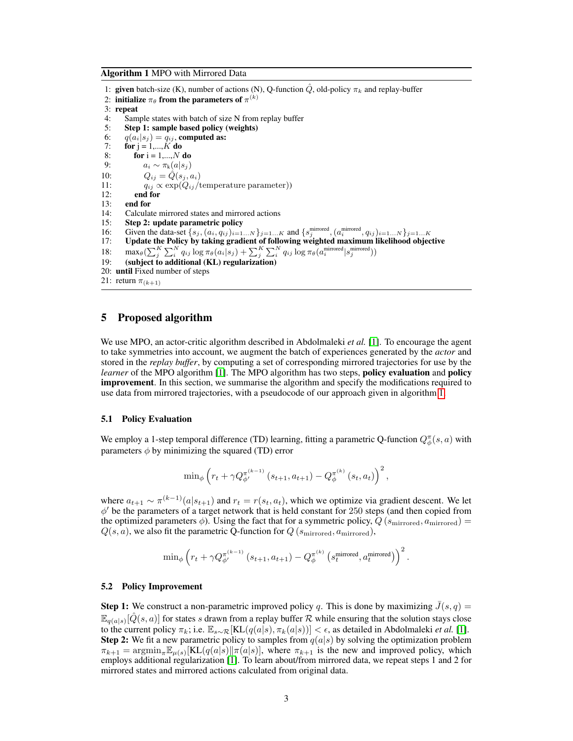**Algorithm 1** MPO with Mirrored Data

```
1: given batch-size (K), number of actions (N), Q-function Q̂, old-policy π_k and replay-buffer
2: initialize π_θ from the parameters of π^(k)
3: repeat
4:    Sample states with batch of size N from replay buffer
5:    Step 1: sample based policy (weights)
6:    q(a_i|s_j) = q_ij, computed as:
7:    for j = 1,...,K do
8:       for i = 1,...,N do
9:          a_i ~ π_k(a|s_j)
10:         Q_ij = Q̂(s_j, a_i)
11:         q_ij ∝ exp(Q_ij/temperature parameter))
12:      end for
13:   end for
14:   Calculate mirrored states and mirrored actions
15:   Step 2: update parametric policy
16:   Given the data-set {s_j, (a_i, q_ij)_{i=1...N}}_{j=1...K} and {s_j^mirrored, (a_i^mirrored, q_ij)_{i=1...N}}_{j=1...K}
17:   Update the Policy by taking gradient of following weighted maximum likelihood objective
18:   max_θ(Σ_j^K Σ_i^N q_ij log π_θ(a_i|s_j) + Σ_j^K Σ_i^N q_ij log π_θ(a_i^mirrored|s_j^mirrored))
19:   (subject to additional (KL) regularization)
20: until Fixed number of steps
21: return π_(k+1)
```

## 5 Proposed algorithm

We use MPO, an actor-critic algorithm described in Abdolmaleki *et al.* [1]. To encourage the agent to take symmetries into account, we augment the batch of experiences generated by the *actor* and stored in the *replay buffer*, by computing a set of corresponding mirrored trajectories for use by the *learner* of the MPO algorithm [1]. The MPO algorithm has two steps, **policy evaluation** and **policy improvement**. In this section, we summarise the algorithm and specify the modifications required to use data from mirrored trajectories, with a pseudocode of our approach given in algorithm 1.

### 5.1 Policy Evaluation

We employ a 1-step temporal difference (TD) learning, fitting a parametric Q-function $Q_{\phi}^{\pi}(s, a)$ with parameters $\phi$ by minimizing the squared (TD) error

$$\min_{\phi} \left( r_t + \gamma Q_{\phi'}^{\pi^{(k-1)}}(s_{t+1}, a_{t+1}) - Q_{\phi}^{\pi^{(k)}}(s_t, a_t) \right)^2,$$

where $a_{t+1} \sim \pi^{(k-1)}(a|s_{t+1})$ and $r_t = r(s_t, a_t)$, which we optimize via gradient descent. We let $\phi'$ be the parameters of a target network that is held constant for 250 steps (and then copied from the optimized parameters $\phi$). Using the fact that for a symmetric policy, $Q(s_{\text{mirrored}}, a_{\text{mirrored}}) = Q(s, a)$, we also fit the parametric Q-function for $Q(s_{\text{mirrored}}, a_{\text{mirrored}})$,

$$\min_{\phi} \left( r_t + \gamma Q_{\phi'}^{\pi^{(k-1)}}(s_{t+1}, a_{t+1}) - Q_{\phi}^{\pi^{(k)}}\left(s_t^{\text{mirrored}}, a_t^{\text{mirrored}}\right) \right)^2.$$

### 5.2 Policy Improvement

**Step 1:** We construct a non-parametric improved policy $q$. This is done by maximizing $\bar{J}(s, q) = \mathbb{E}_{q(a|s)}[\hat{Q}(s, a)]$ for states $s$ drawn from a replay buffer $\mathcal{R}$ while ensuring that the solution stays close to the current policy $\pi_k$; i.e. $\mathbb{E}_{s \sim \mathcal{R}}[\text{KL}(q(a|s), \pi_k(a|s))] < \epsilon$, as detailed in Abdolmaleki *et al.* [1].
**Step 2:** We fit a new parametric policy to samples from $q(a|s)$ by solving the optimization problem $\pi_{k+1} = \text{argmin}_{\pi} \mathbb{E}_{\mu(s)}[\text{KL}(q(a|s) \| \pi(a|s))]$, where $\pi_{k+1}$ is the new and improved policy, which employs additional regularization [1]. To learn about/from mirrored data, we repeat steps 1 and 2 for mirrored states and mirrored actions calculated from original data.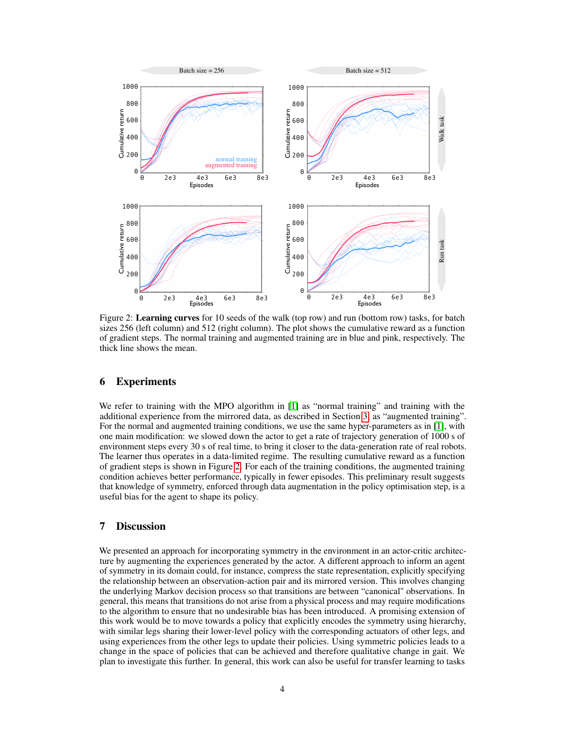Figure 2: **Learning curves** for 10 seeds of the walk (top row) and run (bottom row) tasks, for batch sizes 256 (left column) and 512 (right column). The plot shows the cumulative reward as a function of gradient steps. The normal training and augmented training are in blue and pink, respectively. The thick line shows the mean.

## 6 Experiments

We refer to training with the MPO algorithm in [1] as "normal training" and training with the additional experience from the mirrored data, as described in Section 3, as "augmented training". For the normal and augmented training conditions, we use the same hyper-parameters as in [1], with one main modification: we slowed down the actor to get a rate of trajectory generation of 1000 s of environment steps every 30 s of real time, to bring it closer to the data-generation rate of real robots. The learner thus operates in a data-limited regime. The resulting cumulative reward as a function of gradient steps is shown in Figure 2. For each of the training conditions, the augmented training condition achieves better performance, typically in fewer episodes. This preliminary result suggests that knowledge of symmetry, enforced through data augmentation in the policy optimisation step, is a useful bias for the agent to shape its policy.

## 7 Discussion

We presented an approach for incorporating symmetry in the environment in an actor-critic architecture by augmenting the experiences generated by the actor. A different approach to inform an agent of symmetry in its domain could, for instance, compress the state representation, explicitly specifying the relationship between an observation-action pair and its mirrored version. This involves changing the underlying Markov decision process so that transitions are between "canonical" observations. In general, this means that transitions do not arise from a physical process and may require modifications to the algorithm to ensure that no undesirable bias has been introduced. A promising extension of this work would be to move towards a policy that explicitly encodes the symmetry using hierarchy, with similar legs sharing their lower-level policy with the corresponding actuators of other legs, and using experiences from the other legs to update their policies. Using symmetric policies leads to a change in the space of policies that can be achieved and therefore qualitative change in gait. We plan to investigate this further. In general, this work can also be useful for transfer learning to tasks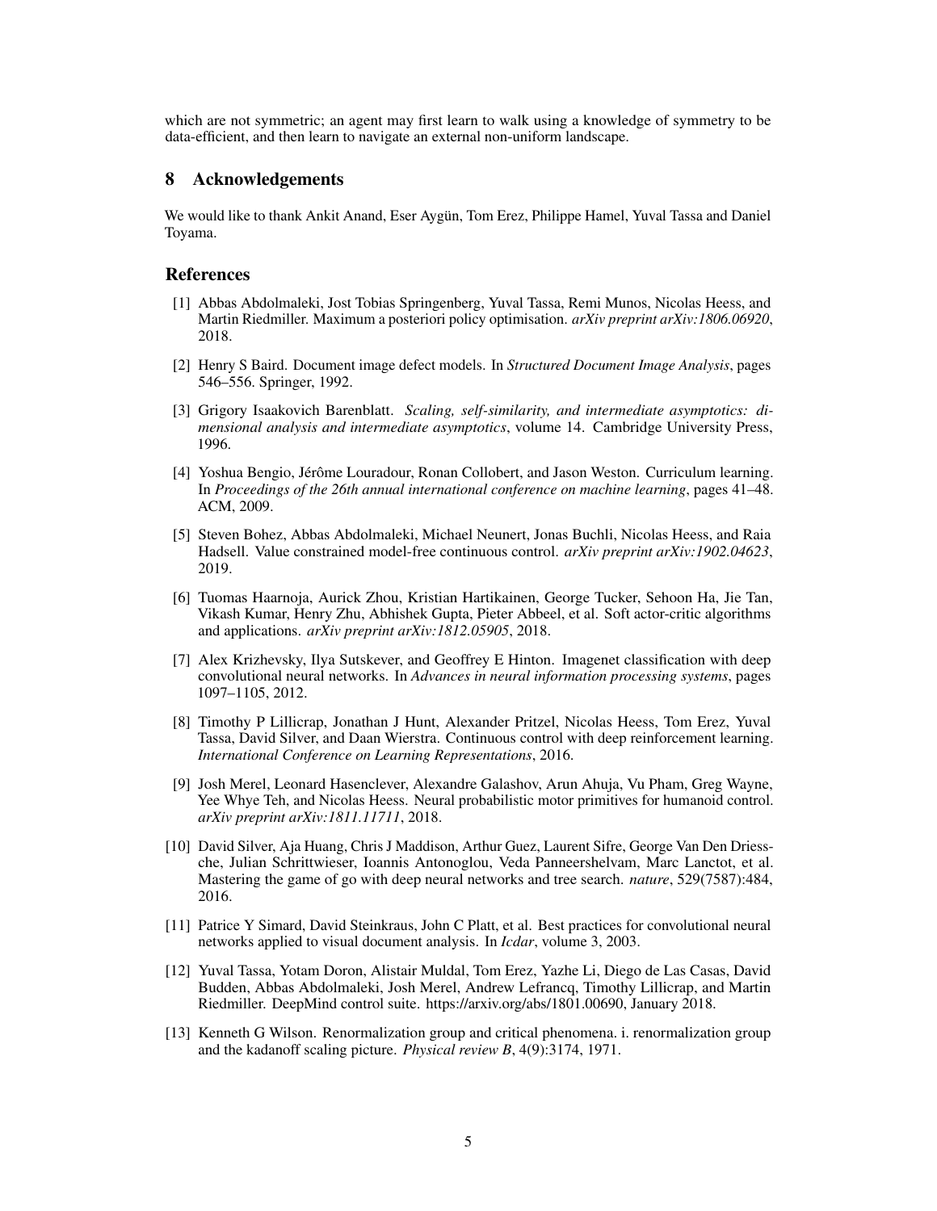which are not symmetric; an agent may first learn to walk using a knowledge of symmetry to be data-efficient, and then learn to navigate an external non-uniform landscape.

## 8 Acknowledgements

We would like to thank Ankit Anand, Eser Aygün, Tom Erez, Philippe Hamel, Yuval Tassa and Daniel Toyama.

## References

[1] Abbas Abdolmaleki, Jost Tobias Springenberg, Yuval Tassa, Remi Munos, Nicolas Heess, and Martin Riedmiller. Maximum a posteriori policy optimisation. *arXiv preprint arXiv:1806.06920*, 2018.

[2] Henry S Baird. Document image defect models. In *Structured Document Image Analysis*, pages 546–556. Springer, 1992.

[3] Grigory Isaakovich Barenblatt. *Scaling, self-similarity, and intermediate asymptotics: dimensional analysis and intermediate asymptotics*, volume 14. Cambridge University Press, 1996.

[4] Yoshua Bengio, Jérôme Louradour, Ronan Collobert, and Jason Weston. Curriculum learning. In *Proceedings of the 26th annual international conference on machine learning*, pages 41–48. ACM, 2009.

[5] Steven Bohez, Abbas Abdolmaleki, Michael Neunert, Jonas Buchli, Nicolas Heess, and Raia Hadsell. Value constrained model-free continuous control. *arXiv preprint arXiv:1902.04623*, 2019.

[6] Tuomas Haarnoja, Aurick Zhou, Kristian Hartikainen, George Tucker, Sehoon Ha, Jie Tan, Vikash Kumar, Henry Zhu, Abhishek Gupta, Pieter Abbeel, et al. Soft actor-critic algorithms and applications. *arXiv preprint arXiv:1812.05905*, 2018.

[7] Alex Krizhevsky, Ilya Sutskever, and Geoffrey E Hinton. Imagenet classification with deep convolutional neural networks. In *Advances in neural information processing systems*, pages 1097–1105, 2012.

[8] Timothy P Lillicrap, Jonathan J Hunt, Alexander Pritzel, Nicolas Heess, Tom Erez, Yuval Tassa, David Silver, and Daan Wierstra. Continuous control with deep reinforcement learning. *International Conference on Learning Representations*, 2016.

[9] Josh Merel, Leonard Hasenclever, Alexandre Galashov, Arun Ahuja, Vu Pham, Greg Wayne, Yee Whye Teh, and Nicolas Heess. Neural probabilistic motor primitives for humanoid control. *arXiv preprint arXiv:1811.11711*, 2018.

[10] David Silver, Aja Huang, Chris J Maddison, Arthur Guez, Laurent Sifre, George Van Den Driessche, Julian Schrittwieser, Ioannis Antonoglou, Veda Panneershelvam, Marc Lanctot, et al. Mastering the game of go with deep neural networks and tree search. *nature*, 529(7587):484, 2016.

[11] Patrice Y Simard, David Steinkraus, John C Platt, et al. Best practices for convolutional neural networks applied to visual document analysis. In *Icdar*, volume 3, 2003.

[12] Yuval Tassa, Yotam Doron, Alistair Muldal, Tom Erez, Yazhe Li, Diego de Las Casas, David Budden, Abbas Abdolmaleki, Josh Merel, Andrew Lefrancq, Timothy Lillicrap, and Martin Riedmiller. DeepMind control suite. https://arxiv.org/abs/1801.00690, January 2018.

[13] Kenneth G Wilson. Renormalization group and critical phenomena. i. renormalization group and the kadanoff scaling picture. *Physical review B*, 4(9):3174, 1971.